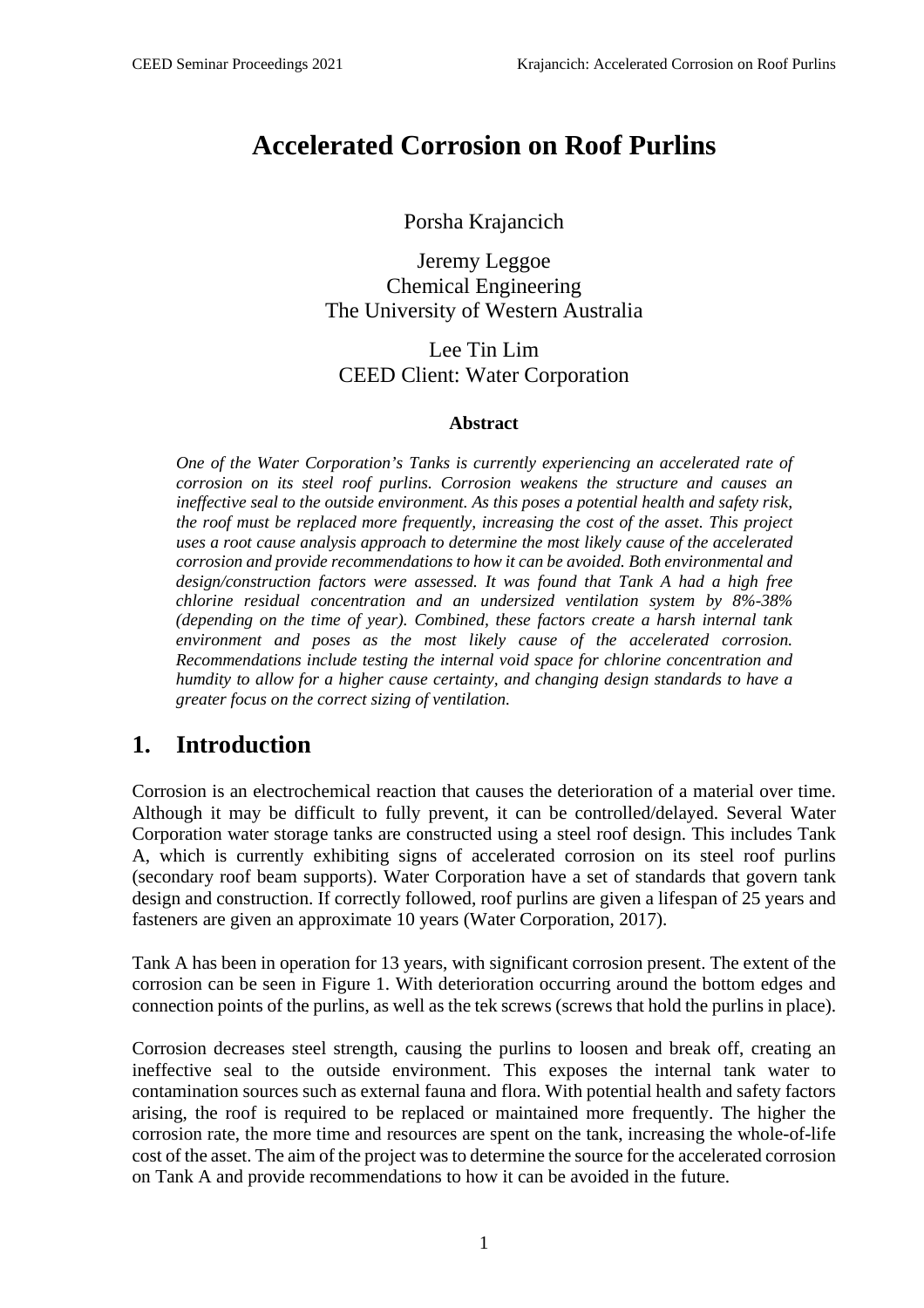# Accelerated Corrosion on Roof Purlins

Porsha Krajancich

Jeremy Leggoe
Chemical Engineering
The University of Western Australia

Lee Tin Lim
CEED Client: Water Corporation

### Abstract

*One of the Water Corporation's Tanks is currently experiencing an accelerated rate of corrosion on its steel roof purlins. Corrosion weakens the structure and causes an ineffective seal to the outside environment. As this poses a potential health and safety risk, the roof must be replaced more frequently, increasing the cost of the asset. This project uses a root cause analysis approach to determine the most likely cause of the accelerated corrosion and provide recommendations to how it can be avoided. Both environmental and design/construction factors were assessed. It was found that Tank A had a high free chlorine residual concentration and an undersized ventilation system by 8%-38% (depending on the time of year). Combined, these factors create a harsh internal tank environment and poses as the most likely cause of the accelerated corrosion. Recommendations include testing the internal void space for chlorine concentration and humdity to allow for a higher cause certainty, and changing design standards to have a greater focus on the correct sizing of ventilation.*

## 1. Introduction

Corrosion is an electrochemical reaction that causes the deterioration of a material over time. Although it may be difficult to fully prevent, it can be controlled/delayed. Several Water Corporation water storage tanks are constructed using a steel roof design. This includes Tank A, which is currently exhibiting signs of accelerated corrosion on its steel roof purlins (secondary roof beam supports). Water Corporation have a set of standards that govern tank design and construction. If correctly followed, roof purlins are given a lifespan of 25 years and fasteners are given an approximate 10 years (Water Corporation, 2017).

Tank A has been in operation for 13 years, with significant corrosion present. The extent of the corrosion can be seen in Figure 1. With deterioration occurring around the bottom edges and connection points of the purlins, as well as the tek screws (screws that hold the purlins in place).

Corrosion decreases steel strength, causing the purlins to loosen and break off, creating an ineffective seal to the outside environment. This exposes the internal tank water to contamination sources such as external fauna and flora. With potential health and safety factors arising, the roof is required to be replaced or maintained more frequently. The higher the corrosion rate, the more time and resources are spent on the tank, increasing the whole-of-life cost of the asset. The aim of the project was to determine the source for the accelerated corrosion on Tank A and provide recommendations to how it can be avoided in the future.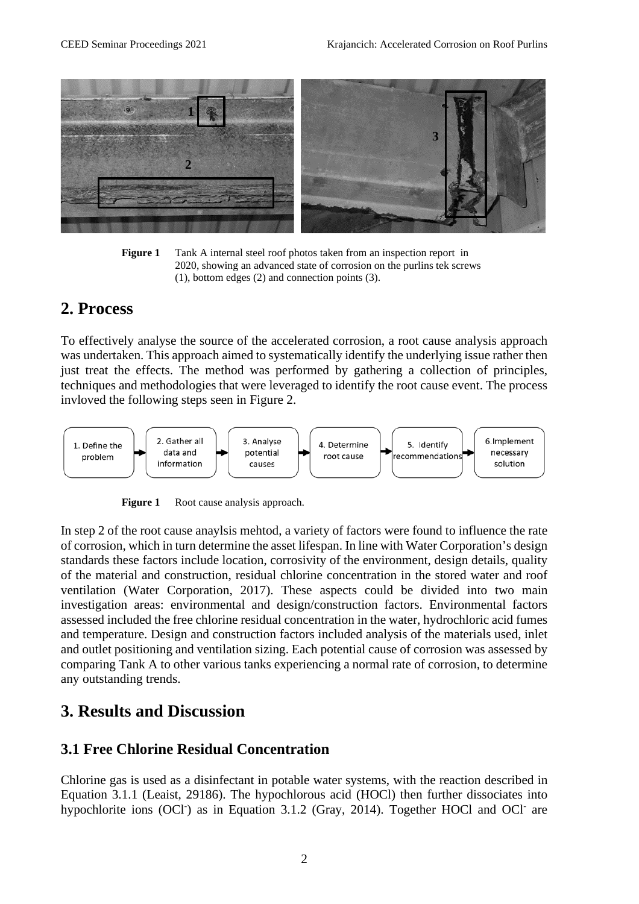**Figure 1** Tank A internal steel roof photos taken from an inspection report in 2020, showing an advanced state of corrosion on the purlins tek screws (1), bottom edges (2) and connection points (3).

## 2. Process

To effectively analyse the source of the accelerated corrosion, a root cause analysis approach was undertaken. This approach aimed to systematically identify the underlying issue rather then just treat the effects. The method was performed by gathering a collection of principles, techniques and methodologies that were leveraged to identify the root cause event. The process invloved the following steps seen in Figure 2.

1. Define the problem → 2. Gather all data and information → 3. Analyse potential causes → 4. Determine root cause → 5. Identify recommendations → 6. Implement necessary solution

**Figure 1** Root cause analysis approach.

In step 2 of the root cause anaylsis mehtod, a variety of factors were found to influence the rate of corrosion, which in turn determine the asset lifespan. In line with Water Corporation's design standards these factors include location, corrosivity of the environment, design details, quality of the material and construction, residual chlorine concentration in the stored water and roof ventilation (Water Corporation, 2017). These aspects could be divided into two main investigation areas: environmental and design/construction factors. Environmental factors assessed included the free chlorine residual concentration in the water, hydrochloric acid fumes and temperature. Design and construction factors included analysis of the materials used, inlet and outlet positioning and ventilation sizing. Each potential cause of corrosion was assessed by comparing Tank A to other various tanks experiencing a normal rate of corrosion, to determine any outstanding trends.

## 3. Results and Discussion

### 3.1 Free Chlorine Residual Concentration

Chlorine gas is used as a disinfectant in potable water systems, with the reaction described in Equation 3.1.1 (Leaist, 29186). The hypochlorous acid (HOCl) then further dissociates into hypochlorite ions ($OCl^-$) as in Equation 3.1.2 (Gray, 2014). Together HOCl and $OCl^-$ are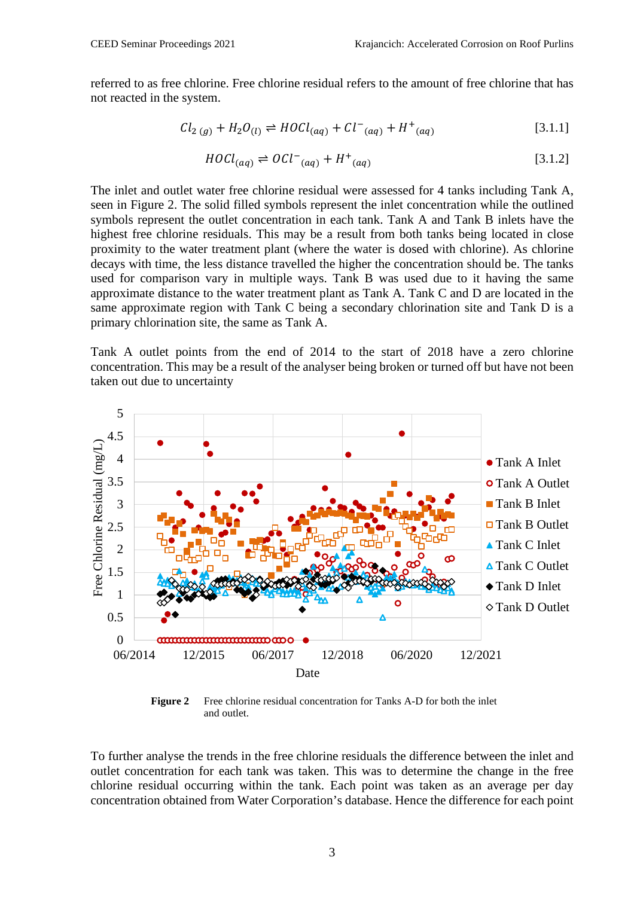referred to as free chlorine. Free chlorine residual refers to the amount of free chlorine that has not reacted in the system.

$$Cl_{2\,(g)} + H_2O_{(l)} \rightleftharpoons HOCl_{(aq)} + Cl^-_{(aq)} + H^+_{(aq)} \qquad [3.1.1]$$

$$HOCl_{(aq)} \rightleftharpoons OCl^-_{(aq)} + H^+_{(aq)} \qquad [3.1.2]$$

The inlet and outlet water free chlorine residual were assessed for 4 tanks including Tank A, seen in Figure 2. The solid filled symbols represent the inlet concentration while the outlined symbols represent the outlet concentration in each tank. Tank A and Tank B inlets have the highest free chlorine residuals. This may be a result from both tanks being located in close proximity to the water treatment plant (where the water is dosed with chlorine). As chlorine decays with time, the less distance travelled the higher the concentration should be. The tanks used for comparison vary in multiple ways. Tank B was used due to it having the same approximate distance to the water treatment plant as Tank A. Tank C and D are located in the same approximate region with Tank C being a secondary chlorination site and Tank D is a primary chlorination site, the same as Tank A.

Tank A outlet points from the end of 2014 to the start of 2018 have a zero chlorine concentration. This may be a result of the analyser being broken or turned off but have not been taken out due to uncertainty

**Figure 2** Free chlorine residual concentration for Tanks A-D for both the inlet and outlet.

To further analyse the trends in the free chlorine residuals the difference between the inlet and outlet concentration for each tank was taken. This was to determine the change in the free chlorine residual occurring within the tank. Each point was taken as an average per day concentration obtained from Water Corporation's database. Hence the difference for each point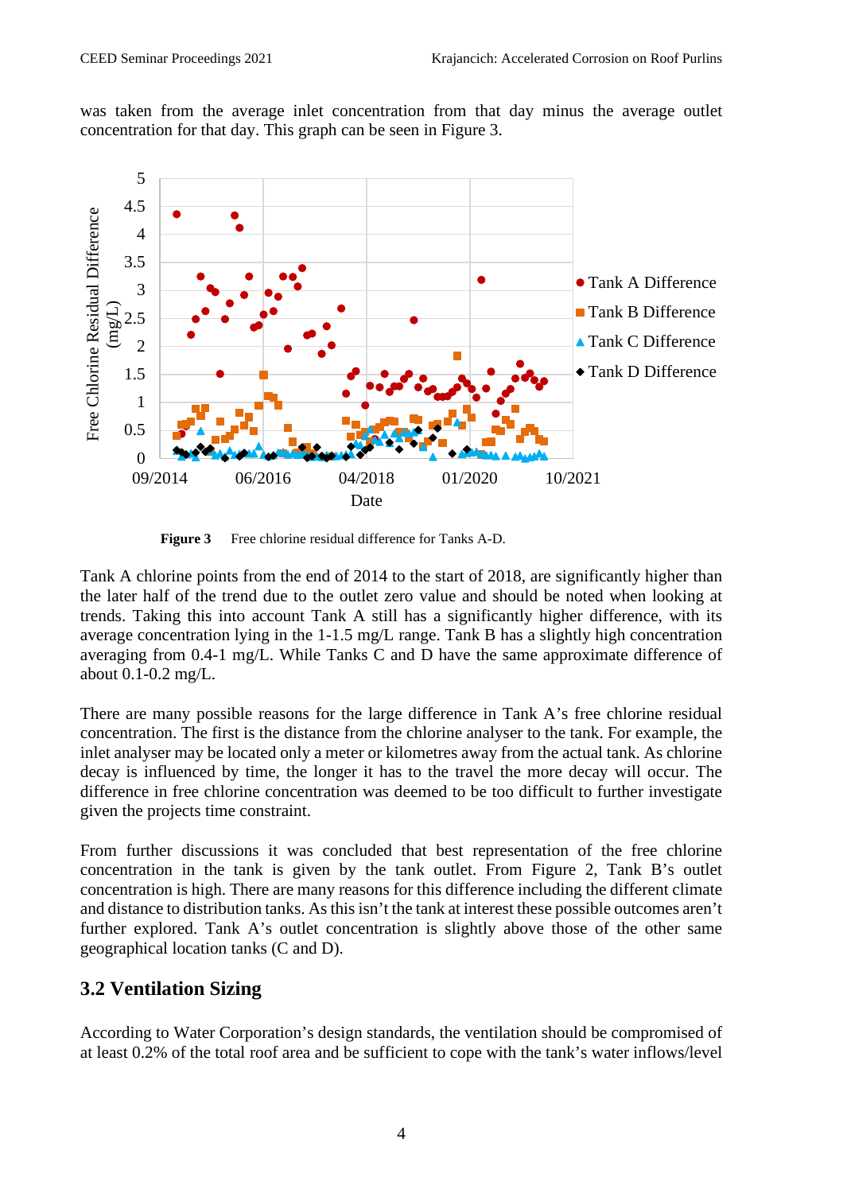was taken from the average inlet concentration from that day minus the average outlet concentration for that day. This graph can be seen in Figure 3.

**Figure 3** Free chlorine residual difference for Tanks A-D.

Tank A chlorine points from the end of 2014 to the start of 2018, are significantly higher than the later half of the trend due to the outlet zero value and should be noted when looking at trends. Taking this into account Tank A still has a significantly higher difference, with its average concentration lying in the 1-1.5 mg/L range. Tank B has a slightly high concentration averaging from 0.4-1 mg/L. While Tanks C and D have the same approximate difference of about 0.1-0.2 mg/L.

There are many possible reasons for the large difference in Tank A's free chlorine residual concentration. The first is the distance from the chlorine analyser to the tank. For example, the inlet analyser may be located only a meter or kilometres away from the actual tank. As chlorine decay is influenced by time, the longer it has to the travel the more decay will occur. The difference in free chlorine concentration was deemed to be too difficult to further investigate given the projects time constraint.

From further discussions it was concluded that best representation of the free chlorine concentration in the tank is given by the tank outlet. From Figure 2, Tank B's outlet concentration is high. There are many reasons for this difference including the different climate and distance to distribution tanks. As this isn't the tank at interest these possible outcomes aren't further explored. Tank A's outlet concentration is slightly above those of the other same geographical location tanks (C and D).

## 3.2 Ventilation Sizing

According to Water Corporation's design standards, the ventilation should be compromised of at least 0.2% of the total roof area and be sufficient to cope with the tank's water inflows/level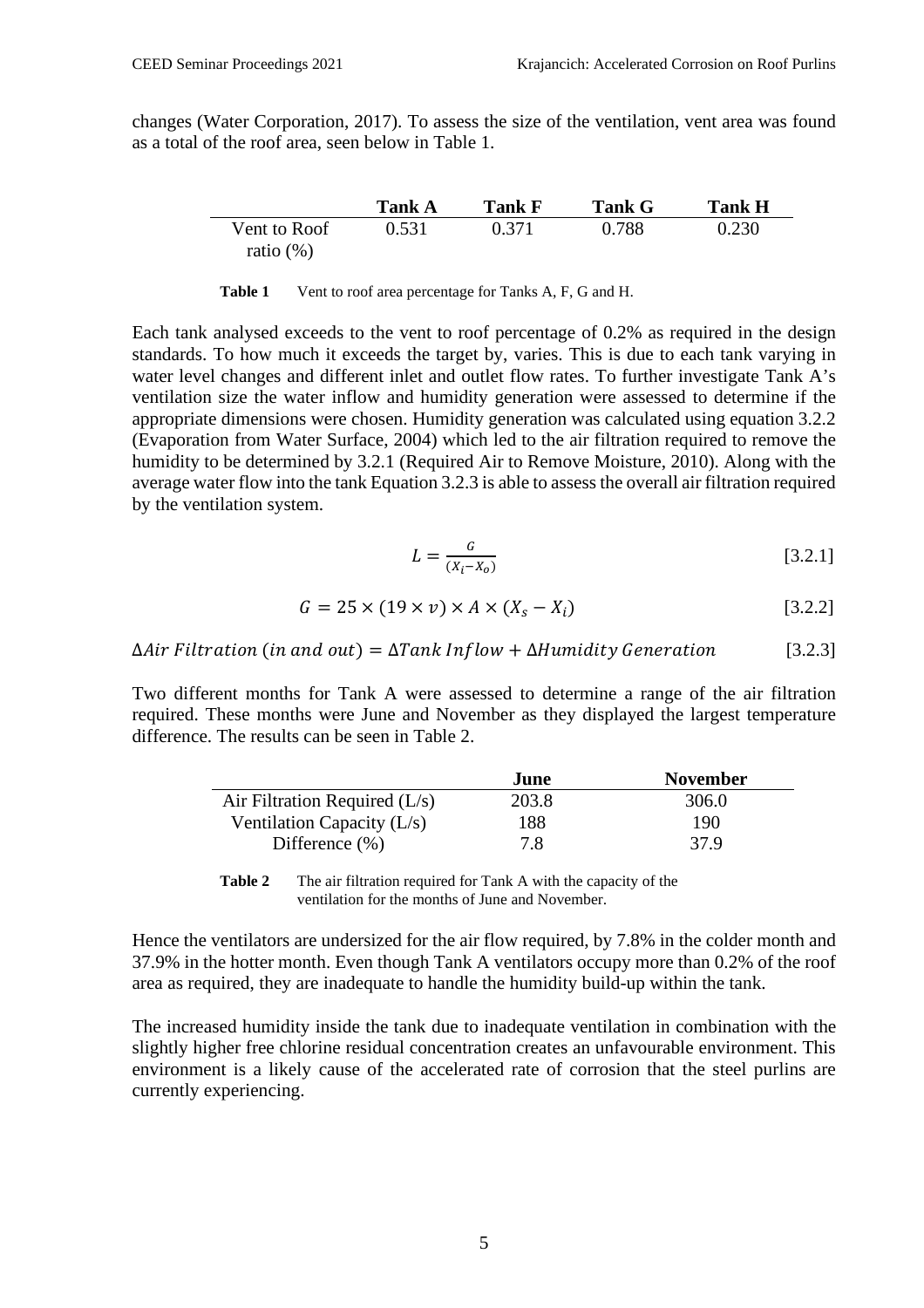changes (Water Corporation, 2017). To assess the size of the ventilation, vent area was found as a total of the roof area, seen below in Table 1.

| | Tank A | Tank F | Tank G | Tank H |
|---|---|---|---|---|
| Vent to Roof ratio (%) | 0.531 | 0.371 | 0.788 | 0.230 |

**Table 1** Vent to roof area percentage for Tanks A, F, G and H.

Each tank analysed exceeds to the vent to roof percentage of 0.2% as required in the design standards. To how much it exceeds the target by, varies. This is due to each tank varying in water level changes and different inlet and outlet flow rates. To further investigate Tank A's ventilation size the water inflow and humidity generation were assessed to determine if the appropriate dimensions were chosen. Humidity generation was calculated using equation 3.2.2 (Evaporation from Water Surface, 2004) which led to the air filtration required to remove the humidity to be determined by 3.2.1 (Required Air to Remove Moisture, 2010). Along with the average water flow into the tank Equation 3.2.3 is able to assess the overall air filtration required by the ventilation system.

$$L = \frac{G}{(X_i - X_o)} \quad [3.2.1]$$

$$G = 25 \times (19 \times v) \times A \times (X_s - X_i) \quad [3.2.2]$$

$$\Delta Air\ Filtration\ (in\ and\ out) = \Delta Tank\ Inflow + \Delta Humidity\ Generation \quad [3.2.3]$$

Two different months for Tank A were assessed to determine a range of the air filtration required. These months were June and November as they displayed the largest temperature difference. The results can be seen in Table 2.

| | June | November |
|---|---|---|
| Air Filtration Required (L/s) | 203.8 | 306.0 |
| Ventilation Capacity (L/s) | 188 | 190 |
| Difference (%) | 7.8 | 37.9 |

**Table 2** The air filtration required for Tank A with the capacity of the ventilation for the months of June and November.

Hence the ventilators are undersized for the air flow required, by 7.8% in the colder month and 37.9% in the hotter month. Even though Tank A ventilators occupy more than 0.2% of the roof area as required, they are inadequate to handle the humidity build-up within the tank.

The increased humidity inside the tank due to inadequate ventilation in combination with the slightly higher free chlorine residual concentration creates an unfavourable environment. This environment is a likely cause of the accelerated rate of corrosion that the steel purlins are currently experiencing.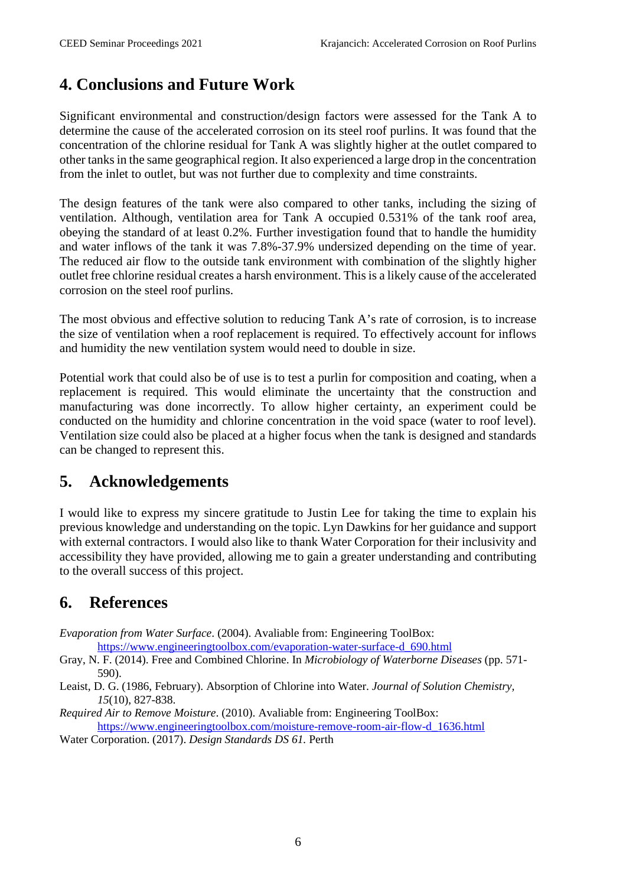## 4. Conclusions and Future Work

Significant environmental and construction/design factors were assessed for the Tank A to determine the cause of the accelerated corrosion on its steel roof purlins. It was found that the concentration of the chlorine residual for Tank A was slightly higher at the outlet compared to other tanks in the same geographical region. It also experienced a large drop in the concentration from the inlet to outlet, but was not further due to complexity and time constraints.

The design features of the tank were also compared to other tanks, including the sizing of ventilation. Although, ventilation area for Tank A occupied 0.531% of the tank roof area, obeying the standard of at least 0.2%. Further investigation found that to handle the humidity and water inflows of the tank it was 7.8%-37.9% undersized depending on the time of year. The reduced air flow to the outside tank environment with combination of the slightly higher outlet free chlorine residual creates a harsh environment. This is a likely cause of the accelerated corrosion on the steel roof purlins.

The most obvious and effective solution to reducing Tank A's rate of corrosion, is to increase the size of ventilation when a roof replacement is required. To effectively account for inflows and humidity the new ventilation system would need to double in size.

Potential work that could also be of use is to test a purlin for composition and coating, when a replacement is required. This would eliminate the uncertainty that the construction and manufacturing was done incorrectly. To allow higher certainty, an experiment could be conducted on the humidity and chlorine concentration in the void space (water to roof level). Ventilation size could also be placed at a higher focus when the tank is designed and standards can be changed to represent this.

## 5. Acknowledgements

I would like to express my sincere gratitude to Justin Lee for taking the time to explain his previous knowledge and understanding on the topic. Lyn Dawkins for her guidance and support with external contractors. I would also like to thank Water Corporation for their inclusivity and accessibility they have provided, allowing me to gain a greater understanding and contributing to the overall success of this project.

## 6. References

*Evaporation from Water Surface*. (2004). Avaliable from: Engineering ToolBox: https://www.engineeringtoolbox.com/evaporation-water-surface-d_690.html

Gray, N. F. (2014). Free and Combined Chlorine. In *Microbiology of Waterborne Diseases* (pp. 571-590).

Leaist, D. G. (1986, February). Absorption of Chlorine into Water. *Journal of Solution Chemistry, 15*(10), 827-838.

*Required Air to Remove Moisture*. (2010). Avaliable from: Engineering ToolBox: https://www.engineeringtoolbox.com/moisture-remove-room-air-flow-d_1636.html

Water Corporation. (2017). *Design Standards DS 61.* Perth